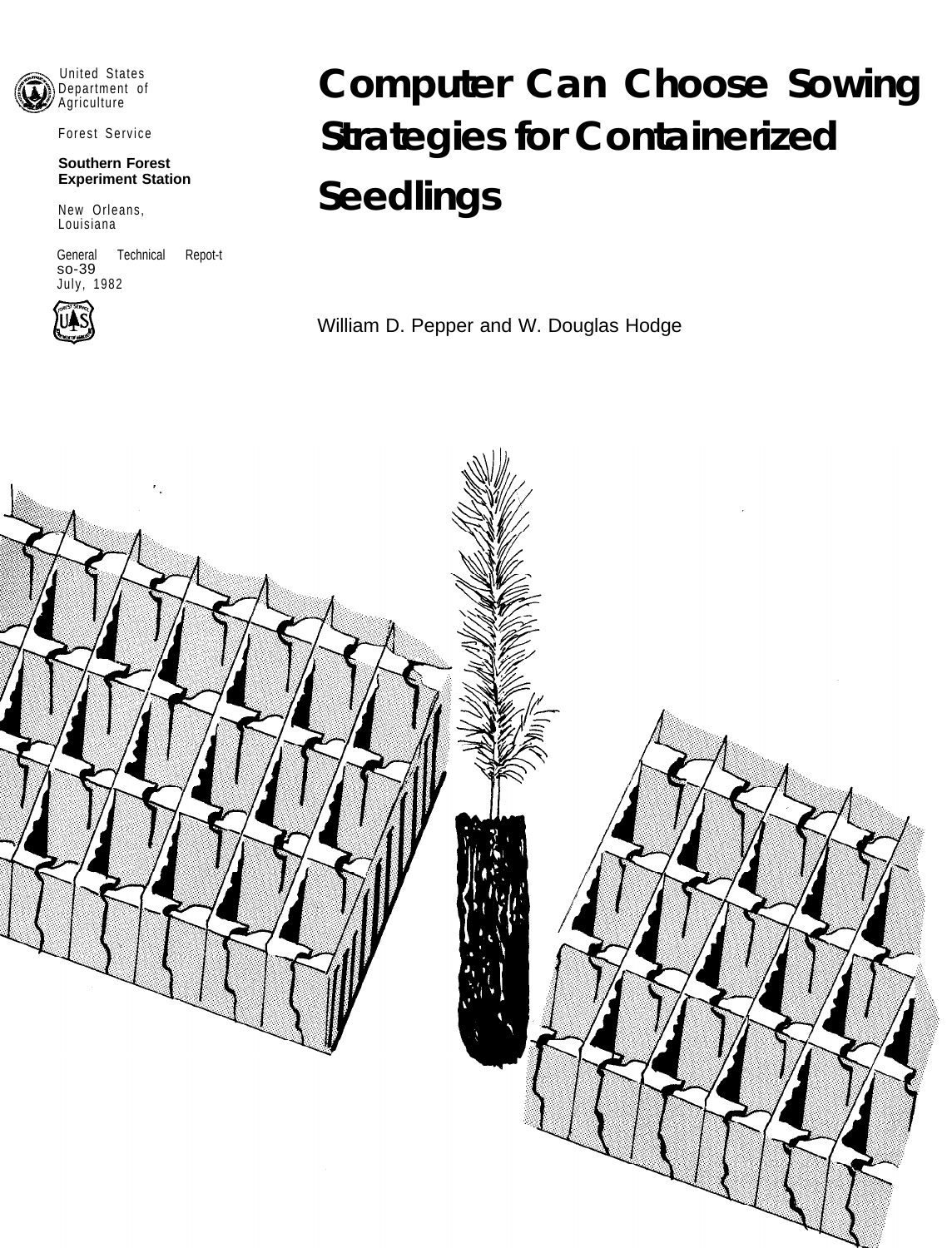United States Department of Agriculture

Forest Service

**Southern Forest Experiment Station**

New Orleans, Louisiana

General Technical Repot-t SO-39
July, 1982

# Computer Can Choose Sowing Strategies for Containerized Seedlings

William D. Pepper and W. Douglas Hodge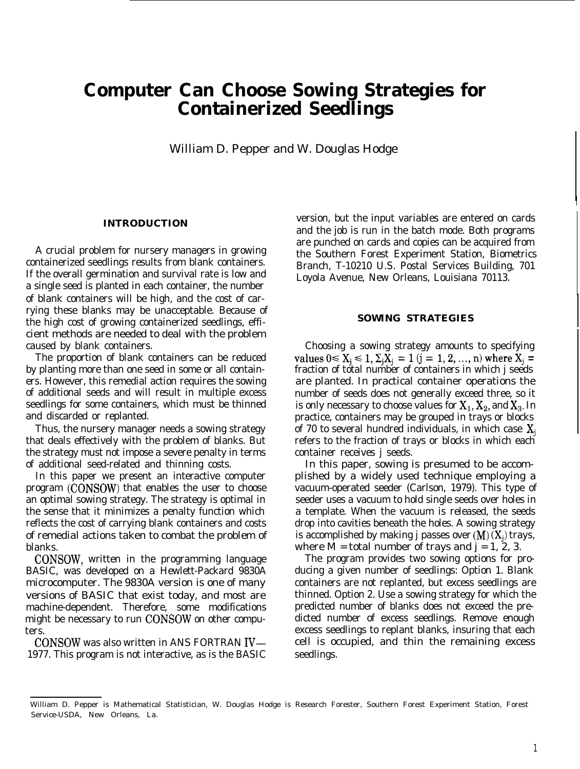# Computer Can Choose Sowing Strategies for Containerized Seedlings

William D. Pepper and W. Douglas Hodge

## INTRODUCTION

A crucial problem for nursery managers in growing containerized seedlings results from blank containers. If the overall germination and survival rate is low and a single seed is planted in each container, the number of blank containers will be high, and the cost of carrying these blanks may be unacceptable. Because of the high cost of growing containerized seedlings, efficient methods are needed to deal with the problem caused by blank containers.

The proportion of blank containers can be reduced by planting more than one seed in some or all containers. However, this remedial action requires the sowing of additional seeds and will result in multiple excess seedlings for some containers, which must be thinned and discarded or replanted.

Thus, the nursery manager needs a sowing strategy that deals effectively with the problem of blanks. But the strategy must not impose a severe penalty in terms of additional seed-related and thinning costs.

In this paper we present an interactive computer program (CONSOW) that enables the user to choose an optimal sowing strategy. The strategy is optimal in the sense that it minimizes a penalty function which reflects the cost of carrying blank containers and costs of remedial actions taken to combat the problem of blanks.

CONSOW, written in the programming language BASIC, was developed on a Hewlett-Packard 9830A microcomputer. The 9830A version is one of many versions of BASIC that exist today, and most are machine-dependent. Therefore, some modifications might be necessary to run CONSOW on other computers.

CONSOW was also written in ANS FORTRAN IV—1977. This program is not interactive, as is the BASIC version, but the input variables are entered on cards and the job is run in the batch mode. Both programs are punched on cards and copies can be acquired from the Southern Forest Experiment Station, Biometrics Branch, T-10210 U.S. Postal Services Building, 701 Loyola Avenue, New Orleans, Louisiana 70113.

## SOWING STRATEGIES

Choosing a sowing strategy amounts to specifying values $0 \leq X_j \leq 1, \Sigma_j X_j = 1$ $(j = 1, 2, \ldots, n)$ where $X_j$ = fraction of total number of containers in which j seeds are planted. In practical container operations the number of seeds does not generally exceed three, so it is only necessary to choose values for $X_1$, $X_2$, and $X_3$. In practice, containers may be grouped in trays or blocks of 70 to several hundred individuals, in which case $X_j$ refers to the fraction of trays or blocks in which each container receives j seeds.

In this paper, sowing is presumed to be accomplished by a widely used technique employing a vacuum-operated seeder (Carlson, 1979). This type of seeder uses a vacuum to hold single seeds over holes in a template. When the vacuum is released, the seeds drop into cavities beneath the holes. A sowing strategy is accomplished by making j passes over $(M)(X_j)$ trays, where M = total number of trays and $j = 1, 2, 3$.

The program provides two sowing options for producing a given number of seedlings: Option 1. Blank containers are not replanted, but excess seedlings are thinned. Option 2. Use a sowing strategy for which the predicted number of blanks does not exceed the predicted number of excess seedlings. Remove enough excess seedlings to replant blanks, insuring that each cell is occupied, and thin the remaining excess seedlings.

William D. Pepper is Mathematical Statistician, W. Douglas Hodge is Research Forester, Southern Forest Experiment Station, Forest Service-USDA, New Orleans, La.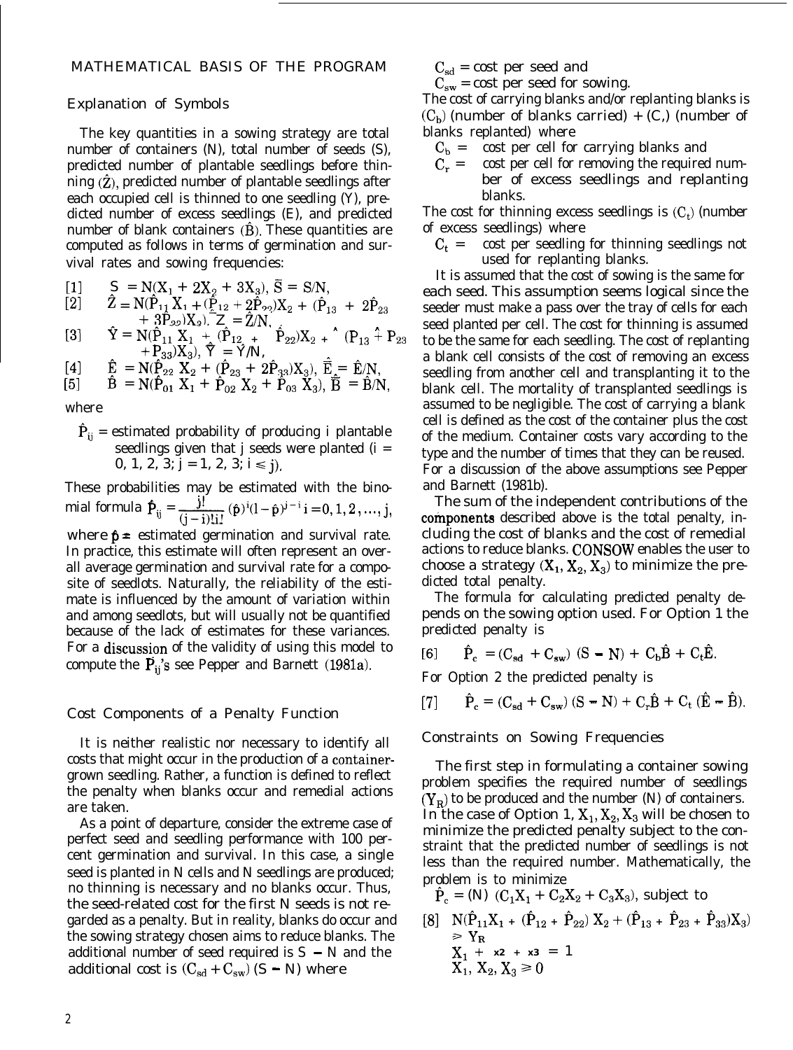## MATHEMATICAL BASIS OF THE PROGRAM

### Explanation of Symbols

The key quantities in a sowing strategy are total number of containers (N), total number of seeds (S), predicted number of plantable seedlings before thinning ($\hat{Z}$), predicted number of plantable seedlings after each occupied cell is thinned to one seedling (Y), predicted number of excess seedlings (E), and predicted number of blank containers ($\hat{B}$). These quantities are computed as follows in terms of germination and survival rates and sowing frequencies:

[1] $S = N(X_1 + 2X_2 + 3X_3)$, $\bar{S} = S/N$,

[2] $\hat{Z} = N(\hat{P}_{11} X_1 + (\hat{P}_{12} + 2\hat{P}_{22})X_2 + (\hat{P}_{13} + 2\hat{P}_{23} + 3\hat{P}_{33})X_3)$, $\bar{\hat{Z}} = \hat{Z}/N$,

[3] $\hat{Y} = N(\hat{P}_{11} X_1 + (\hat{P}_{12} + \hat{P}_{22})X_2 + (\hat{P}_{13} + \hat{P}_{23} + \hat{P}_{33})X_3)$, $\bar{\hat{Y}} = \hat{Y}/N$,

[4] $\hat{E} = N(\hat{P}_{22} X_2 + (\hat{P}_{23} + 2\hat{P}_{33})X_3)$, $\bar{\hat{E}} = \hat{E}/N$,

[5] $\hat{B} = N(\hat{P}_{01} X_1 + \hat{P}_{02} X_2 + \hat{P}_{03} X_3)$, $\bar{\hat{B}} = \hat{B}/N$,

where

$\hat{P}_{ij}$ = estimated probability of producing i plantable seedlings given that j seeds were planted ($i = 0, 1, 2, 3$; $j = 1, 2, 3$; $i \leq j$).

These probabilities may be estimated with the binomial formula $\hat{P}_{ij} = \frac{j!}{(j-i)!i!}(\hat{p})^i(1-\hat{p})^{j-i}$ $i = 0, 1, 2, \ldots, j$,

where $\hat{p}$ = estimated germination and survival rate. In practice, this estimate will often represent an overall average germination and survival rate for a composite of seedlots. Naturally, the reliability of the estimate is influenced by the amount of variation within and among seedlots, but will usually not be quantified because of the lack of estimates for these variances. For a discussion of the validity of using this model to compute the $\hat{P}_{ij}$'s see Pepper and Barnett (1981a).

### Cost Components of a Penalty Function

It is neither realistic nor necessary to identify all costs that might occur in the production of a container-grown seedling. Rather, a function is defined to reflect the penalty when blanks occur and remedial actions are taken.

As a point of departure, consider the extreme case of perfect seed and seedling performance with 100 percent germination and survival. In this case, a single seed is planted in N cells and N seedlings are produced; no thinning is necessary and no blanks occur. Thus, the seed-related cost for the first N seeds is not regarded as a penalty. But in reality, blanks do occur and the sowing strategy chosen aims to reduce blanks. The additional number of seed required is $S - N$ and the additional cost is $(C_{sd} + C_{sw})(S - N)$ where

$C_{sd}$ = cost per seed and

$C_{sw}$ = cost per seed for sowing.

The cost of carrying blanks and/or replanting blanks is $(C_b)$ (number of blanks carried) + $(C_r)$ (number of blanks replanted) where

$C_b$ = cost per cell for carrying blanks and

$C_r$ = cost per cell for removing the required number of excess seedlings and replanting blanks.

The cost for thinning excess seedlings is $(C_t)$ (number of excess seedlings) where

$C_t$ = cost per seedling for thinning seedlings not used for replanting blanks.

It is assumed that the cost of sowing is the same for each seed. This assumption seems logical since the seeder must make a pass over the tray of cells for each seed planted per cell. The cost for thinning is assumed to be the same for each seedling. The cost of replanting a blank cell consists of the cost of removing an excess seedling from another cell and transplanting it to the blank cell. The mortality of transplanted seedlings is assumed to be negligible. The cost of carrying a blank cell is defined as the cost of the container plus the cost of the medium. Container costs vary according to the type and the number of times that they can be reused. For a discussion of the above assumptions see Pepper and Barnett (1981b).

The sum of the independent contributions of the components described above is the total penalty, including the cost of blanks and the cost of remedial actions to reduce blanks. CONSOW enables the user to choose a strategy $(X_1, X_2, X_3)$ to minimize the predicted total penalty.

The formula for calculating predicted penalty depends on the sowing option used. For Option 1 the predicted penalty is

[6] $\hat{P}_c = (C_{sd} + C_{sw})(S - N) + C_b\hat{B} + C_t\hat{E}$.

For Option 2 the predicted penalty is

[7] $\hat{P}_c = (C_{sd} + C_{sw})(S - N) + C_r\hat{B} + C_t(\hat{E} - \hat{B})$.

### Constraints on Sowing Frequencies

The first step in formulating a container sowing problem specifies the required number of seedlings $(Y_R)$ to be produced and the number (N) of containers. In the case of Option 1, $X_1, X_2, X_3$ will be chosen to minimize the predicted penalty subject to the constraint that the predicted number of seedlings is not less than the required number. Mathematically, the problem is to minimize

$\hat{P}_c = (N)(C_1X_1 + C_2X_2 + C_3X_3)$, subject to

[8] $N(\hat{P}_{11}X_1 + (\hat{P}_{12} + \hat{P}_{22})X_2 + (\hat{P}_{13} + \hat{P}_{23} + \hat{P}_{33})X_3) \geq Y_R$

$X_1 + X_2 + X_3 = 1$

$X_1, X_2, X_3 \geq 0$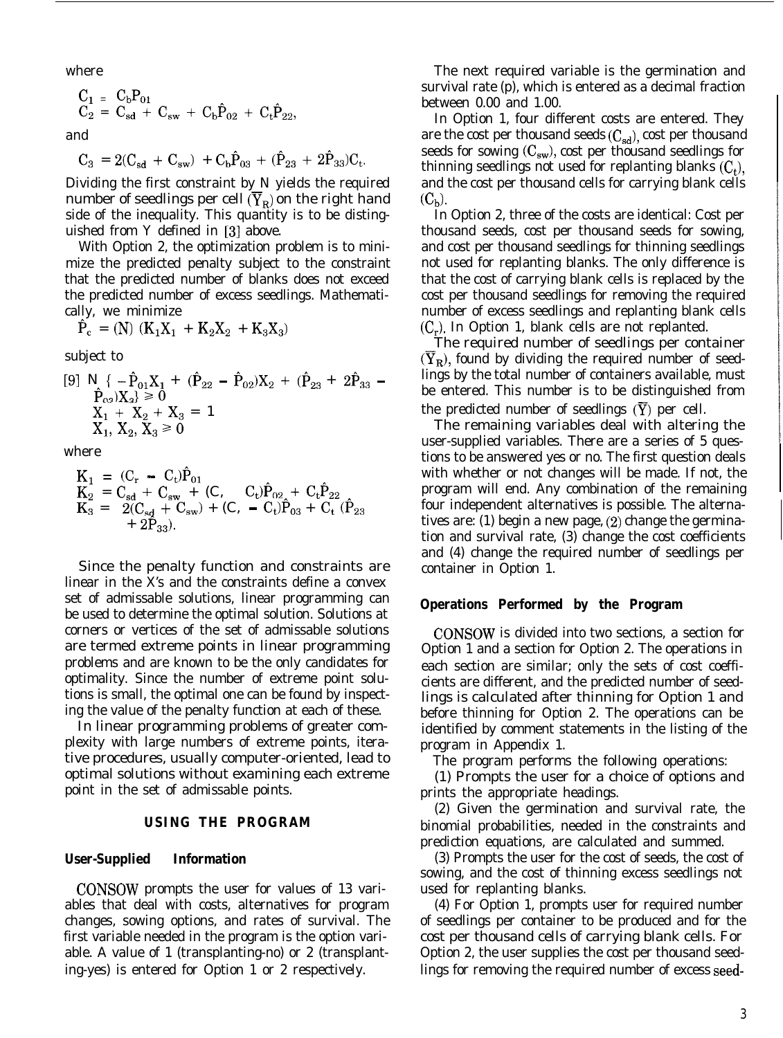where

$$C_1 = C_b P_{01}$$
$$C_2 = C_{sd} + C_{sw} + C_b \hat{P}_{02} + C_t \hat{P}_{22},$$

and

$$C_3 = 2(C_{sd} + C_{sw}) + C_b \hat{P}_{03} + (\hat{P}_{23} + 2\hat{P}_{33})C_t.$$

Dividing the first constraint by N yields the required number of seedlings per cell $(\overline{Y}_R)$ on the right hand side of the inequality. This quantity is to be distinguished from Y defined in [3] above.

With Option 2, the optimization problem is to minimize the predicted penalty subject to the constraint that the predicted number of blanks does not exceed the predicted number of excess seedlings. Mathematically, we minimize

$$\hat{P}_c = (N)(K_1X_1 + K_2X_2 + K_3X_3)$$

subject to

$$[9] \quad N\{-\hat{P}_{01}X_1 + (\hat{P}_{22} - \hat{P}_{02})X_2 + (\hat{P}_{23} + 2\hat{P}_{33} - \hat{P}_{03})X_3\} \geq 0$$
$$X_1 + X_2 + X_3 = 1$$
$$X_1, X_2, X_3 \geq 0$$

where

$$K_1 = (C_r - C_t)\hat{P}_{01}$$
$$K_2 = C_{sd} + C_{sw} + (C_r - C_t)\hat{P}_{02} + C_t\hat{P}_{22}$$
$$K_3 = 2(C_{sd} + C_{sw}) + (C_r - C_t)\hat{P}_{03} + C_t(\hat{P}_{23} + 2\hat{P}_{33}).$$

Since the penalty function and constraints are linear in the X's and the constraints define a convex set of admissable solutions, linear programming can be used to determine the optimal solution. Solutions at corners or vertices of the set of admissable solutions are termed extreme points in linear programming problems and are known to be the only candidates for optimality. Since the number of extreme point solutions is small, the optimal one can be found by inspecting the value of the penalty function at each of these.

In linear programming problems of greater complexity with large numbers of extreme points, iterative procedures, usually computer-oriented, lead to optimal solutions without examining each extreme point in the set of admissable points.

## USING THE PROGRAM

### User-Supplied Information

CONSOW prompts the user for values of 13 variables that deal with costs, alternatives for program changes, sowing options, and rates of survival. The first variable needed in the program is the option variable. A value of 1 (transplanting-no) or 2 (transplanting-yes) is entered for Option 1 or 2 respectively.

The next required variable is the germination and survival rate (p), which is entered as a decimal fraction between 0.00 and 1.00.

In Option 1, four different costs are entered. They are the cost per thousand seeds $(C_{sd})$, cost per thousand seeds for sowing $(C_{sw})$, cost per thousand seedlings for thinning seedlings not used for replanting blanks $(C_t)$, and the cost per thousand cells for carrying blank cells $(C_b)$.

In Option 2, three of the costs are identical: Cost per thousand seeds, cost per thousand seeds for sowing, and cost per thousand seedlings for thinning seedlings not used for replanting blanks. The only difference is that the cost of carrying blank cells is replaced by the cost per thousand seedlings for removing the required number of excess seedlings and replanting blank cells $(C_r)$. In Option 1, blank cells are not replanted.

The required number of seedlings per container $(\overline{Y}_R)$, found by dividing the required number of seedlings by the total number of containers available, must be entered. This number is to be distinguished from the predicted number of seedlings $(\overline{Y})$ per cell.

The remaining variables deal with altering the user-supplied variables. There are a series of 5 questions to be answered yes or no. The first question deals with whether or not changes will be made. If not, the program will end. Any combination of the remaining four independent alternatives is possible. The alternatives are: (1) begin a new page, (2) change the germination and survival rate, (3) change the cost coefficients and (4) change the required number of seedlings per container in Option 1.

### Operations Performed by the Program

CONSOW is divided into two sections, a section for Option 1 and a section for Option 2. The operations in each section are similar; only the sets of cost coefficients are different, and the predicted number of seedlings is calculated after thinning for Option 1 and before thinning for Option 2. The operations can be identified by comment statements in the listing of the program in Appendix 1.

The program performs the following operations:

(1) Prompts the user for a choice of options and prints the appropriate headings.

(2) Given the germination and survival rate, the binomial probabilities, needed in the constraints and prediction equations, are calculated and summed.

(3) Prompts the user for the cost of seeds, the cost of sowing, and the cost of thinning excess seedlings not used for replanting blanks.

(4) For Option 1, prompts user for required number of seedlings per container to be produced and for the cost per thousand cells of carrying blank cells. For Option 2, the user supplies the cost per thousand seedlings for removing the required number of excess seed-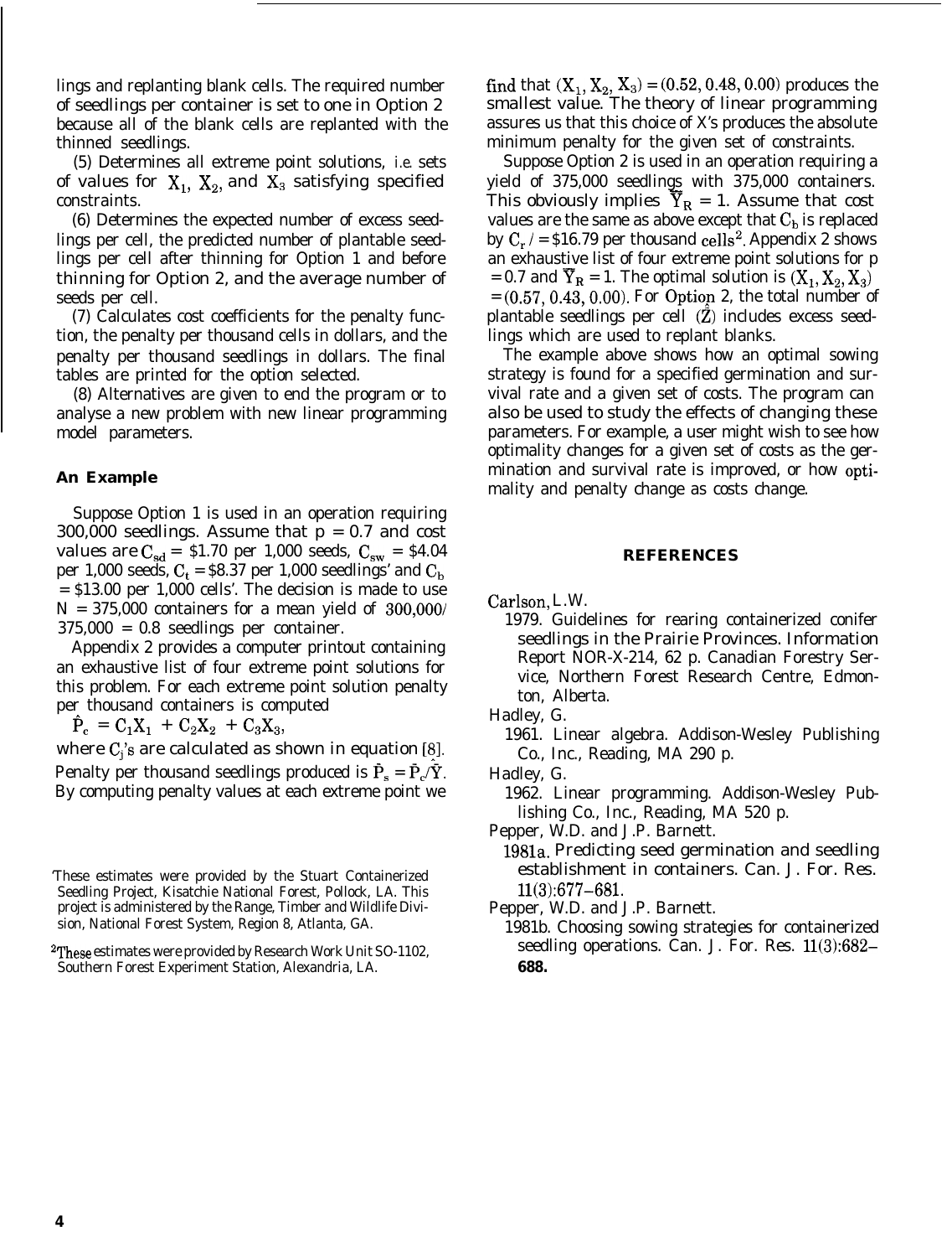lings and replanting blank cells. The required number of seedlings per container is set to one in Option 2 because all of the blank cells are replanted with the thinned seedlings.

(5) Determines all extreme point solutions, *i.e.* sets of values for $X_1$, $X_2$, and $X_3$ satisfying specified constraints.

(6) Determines the expected number of excess seedlings per cell, the predicted number of plantable seedlings per cell after thinning for Option 1 and before thinning for Option 2, and the average number of seeds per cell.

(7) Calculates cost coefficients for the penalty function, the penalty per thousand cells in dollars, and the penalty per thousand seedlings in dollars. The final tables are printed for the option selected.

(8) Alternatives are given to end the program or to analyse a new problem with new linear programming model parameters.

### An Example

Suppose Option 1 is used in an operation requiring 300,000 seedlings. Assume that p = 0.7 and cost values are $C_{sd}$ = \$1.70 per 1,000 seeds, $C_{sw}$ = \$4.04 per 1,000 seeds, $C_t$ = \$8.37 per 1,000 seedlings' and $C_b$ = \$13.00 per 1,000 cells'. The decision is made to use N = 375,000 containers for a mean yield of 300,000/375,000 = 0.8 seedlings per container.

Appendix 2 provides a computer printout containing an exhaustive list of four extreme point solutions for this problem. For each extreme point solution penalty per thousand containers is computed

$$\hat{P}_c = C_1X_1 + C_2X_2 + C_3X_3,$$

where $C_j$'s are calculated as shown in equation [8]. Penalty per thousand seedlings produced is $\hat{P}_s = \hat{P}_c/\hat{Y}$. By computing penalty values at each extreme point we find that $(X_1, X_2, X_3) = (0.52, 0.48, 0.00)$ produces the smallest value. The theory of linear programming assures us that this choice of X's produces the absolute minimum penalty for the given set of constraints.

Suppose Option 2 is used in an operation requiring a yield of 375,000 seedlings with 375,000 containers. This obviously implies $\bar{Y}_R = 1$. Assume that cost values are the same as above except that $C_b$ is replaced by $C_r$ / = \$16.79 per thousand cells[2]. Appendix 2 shows an exhaustive list of four extreme point solutions for p = 0.7 and $\bar{Y}_R = 1$. The optimal solution is $(X_1, X_2, X_3) = (0.57, 0.43, 0.00)$. For Option 2, the total number of plantable seedlings per cell $(\hat{Z})$ includes excess seedlings which are used to replant blanks.

The example above shows how an optimal sowing strategy is found for a specified germination and survival rate and a given set of costs. The program can also be used to study the effects of changing these parameters. For example, a user might wish to see how optimality changes for a given set of costs as the germination and survival rate is improved, or how optimality and penalty change as costs change.

[1]These estimates were provided by the Stuart Containerized Seedling Project, Kisatchie National Forest, Pollock, LA. This project is administered by the Range, Timber and Wildlife Division, National Forest System, Region 8, Atlanta, GA.

[2]These estimates were provided by Research Work Unit SO-1102, Southern Forest Experiment Station, Alexandria, LA.

## REFERENCES

Carlson, L.W.
1979. Guidelines for rearing containerized conifer seedlings in the Prairie Provinces. Information Report NOR-X-214, 62 p. Canadian Forestry Service, Northern Forest Research Centre, Edmonton, Alberta.

Hadley, G.
1961. Linear algebra. Addison-Wesley Publishing Co., Inc., Reading, MA 290 p.

Hadley, G.
1962. Linear programming. Addison-Wesley Publishing Co., Inc., Reading, MA 520 p.

Pepper, W.D. and J.P. Barnett.
1981a. Predicting seed germination and seedling establishment in containers. Can. J. For. Res. 11(3):677–681.

Pepper, W.D. and J.P. Barnett.
1981b. Choosing sowing strategies for containerized seedling operations. Can. J. For. Res. 11(3):682–688.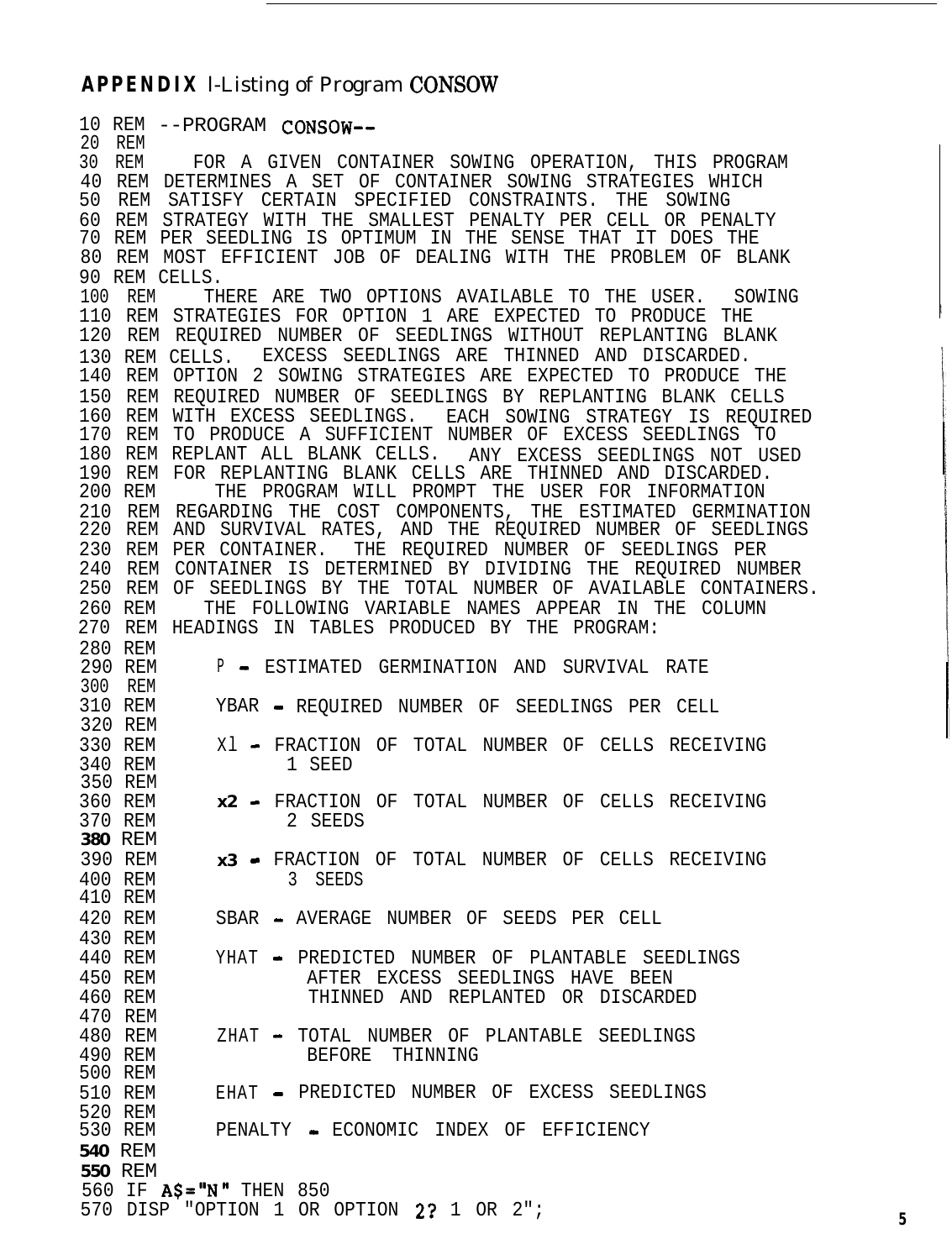**APPENDIX** I-Listing of Program CONSOW

```
10 REM --PROGRAM CONSOW--
20 REM
30 REM    FOR A GIVEN CONTAINER SOWING OPERATION, THIS PROGRAM
40 REM DETERMINES A SET OF CONTAINER SOWING STRATEGIES WHICH
50 REM SATISFY CERTAIN SPECIFIED CONSTRAINTS. THE SOWING
60 REM STRATEGY WITH THE SMALLEST PENALTY PER CELL OR PENALTY
70 REM PER SEEDLING IS OPTIMUM IN THE SENSE THAT IT DOES THE
80 REM MOST EFFICIENT JOB OF DEALING WITH THE PROBLEM OF BLANK
90 REM CELLS.
100 REM    THERE ARE TWO OPTIONS AVAILABLE TO THE USER.  SOWING
110 REM STRATEGIES FOR OPTION 1 ARE EXPECTED TO PRODUCE THE
120 REM REQUIRED NUMBER OF SEEDLINGS WITHOUT REPLANTING BLANK
130 REM CELLS.  EXCESS SEEDLINGS ARE THINNED AND DISCARDED.
140 REM OPTION 2 SOWING STRATEGIES ARE EXPECTED TO PRODUCE THE
150 REM REQUIRED NUMBER OF SEEDLINGS BY REPLANTING BLANK CELLS
160 REM WITH EXCESS SEEDLINGS.  EACH SOWING STRATEGY IS REQUIRED
170 REM TO PRODUCE A SUFFICIENT NUMBER OF EXCESS SEEDLINGS TO
180 REM REPLANT ALL BLANK CELLS.  ANY EXCESS SEEDLINGS NOT USED
190 REM FOR REPLANTING BLANK CELLS ARE THINNED AND DISCARDED.
200 REM    THE PROGRAM WILL PROMPT THE USER FOR INFORMATION
210 REM REGARDING THE COST COMPONENTS, THE ESTIMATED GERMINATION
220 REM AND SURVIVAL RATES, AND THE REQUIRED NUMBER OF SEEDLINGS
230 REM PER CONTAINER.  THE REQUIRED NUMBER OF SEEDLINGS PER
240 REM CONTAINER IS DETERMINED BY DIVIDING THE REQUIRED NUMBER
250 REM OF SEEDLINGS BY THE TOTAL NUMBER OF AVAILABLE CONTAINERS.
260 REM    THE FOLLOWING VARIABLE NAMES APPEAR IN THE COLUMN
270 REM HEADINGS IN TABLES PRODUCED BY THE PROGRAM:
280 REM
290 REM     P - ESTIMATED GERMINATION AND SURVIVAL RATE
300 REM
310 REM     YBAR - REQUIRED NUMBER OF SEEDLINGS PER CELL
320 REM
330 REM     X1 - FRACTION OF TOTAL NUMBER OF CELLS RECEIVING
340 REM          1 SEED
350 REM
360 REM     X2 - FRACTION OF TOTAL NUMBER OF CELLS RECEIVING
370 REM          2 SEEDS
380 REM
390 REM     X3 - FRACTION OF TOTAL NUMBER OF CELLS RECEIVING
400 REM          3 SEEDS
410 REM
420 REM     SBAR - AVERAGE NUMBER OF SEEDS PER CELL
430 REM
440 REM     YHAT - PREDICTED NUMBER OF PLANTABLE SEEDLINGS
450 REM            AFTER EXCESS SEEDLINGS HAVE BEEN
460 REM            THINNED AND REPLANTED OR DISCARDED
470 REM
480 REM     ZHAT - TOTAL NUMBER OF PLANTABLE SEEDLINGS
490 REM            BEFORE THINNING
500 REM
510 REM     EHAT - PREDICTED NUMBER OF EXCESS SEEDLINGS
520 REM
530 REM     PENALTY - ECONOMIC INDEX OF EFFICIENCY
540 REM
550 REM
560 IF A$="N" THEN 850
570 DISP "OPTION 1 OR OPTION 2? 1 OR 2";
```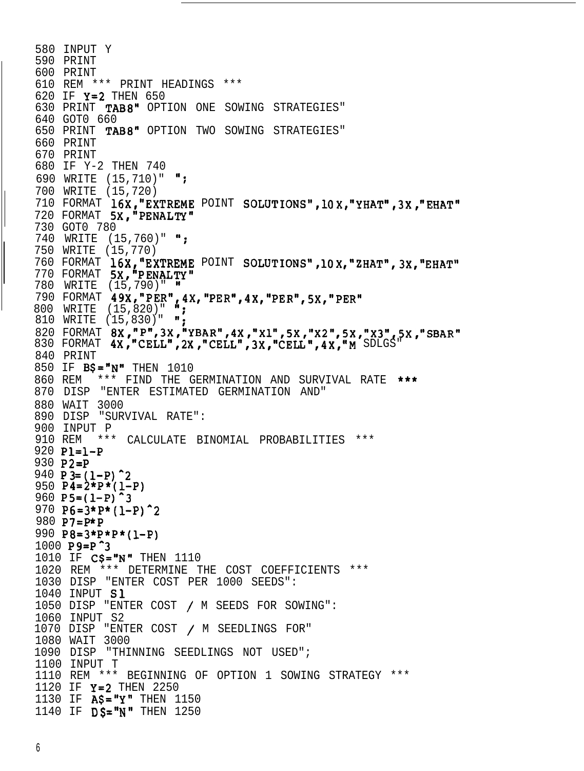```
580 INPUT Y
590 PRINT
600 PRINT
610 REM *** PRINT HEADINGS ***
620 IF Y=2 THEN 650
630 PRINT TAB8" OPTION ONE SOWING STRATEGIES"
640 GOT0 660
650 PRINT TAB8" OPTION TWO SOWING STRATEGIES"
660 PRINT
670 PRINT
680 IF Y-2 THEN 740
690 WRITE (15,710)" ";
700 WRITE (15,720)
710 FORMAT 16X,"EXTREME POINT SOLUTIONS",10X,"YHAT",3X,"EHAT"
720 FORMAT 5X,"PENALTY"
730 GOT0 780
740 WRITE (15,760)" ";
750 WRITE (15,770)
760 FORMAT 16X,"EXTREME POINT SOLUTIONS",10X,"ZHAT",3X,"EHAT"
770 FORMAT 5X,"PENALTY"
780 WRITE (15,790)" "
790 FORMAT 49X,"PER",4X,"PER",4X,"PER",5X,"PER"
800 WRITE (15,820)" ";
810 WRITE (15,830)" ";
820 FORMAT 8X,"P",3X,"YBAR",4X,"X1",5X,"X2",5X,"X3",5X,"SBAR"
830 FORMAT 4X,"CELL",2X,"CELL",3X,"CELL",4X,"M SDLGS"
840 PRINT
850 IF B$="N" THEN 1010
860 REM *** FIND THE GERMINATION AND SURVIVAL RATE ***
870 DISP "ENTER ESTIMATED GERMINATION AND"
880 WAIT 3000
890 DISP "SURVIVAL RATE":
900 INPUT P
910 REM *** CALCULATE BINOMIAL PROBABILITIES ***
920 P1=1-P
930 P2=P
940 P3=(1-P)^2
950 P4=2*P*(1-P)
960 P5=(1-P)^3
970 P6=3*P*(1-P)^2
980 P7=P*P
990 P8=3*P*P*(1-P)
1000 P9=P^3
1010 IF C$="N" THEN 1110
1020 REM *** DETERMINE THE COST COEFFICIENTS ***
1030 DISP "ENTER COST PER 1000 SEEDS":
1040 INPUT S1
1050 DISP "ENTER COST / M SEEDS FOR SOWING":
1060 INPUT S2
1070 DISP "ENTER COST / M SEEDLINGS FOR"
1080 WAIT 3000
1090 DISP "THINNING SEEDLINGS NOT USED";
1100 INPUT T
1110 REM *** BEGINNING OF OPTION 1 SOWING STRATEGY ***
1120 IF Y=2 THEN 2250
1130 IF A$="Y" THEN 1150
1140 IF D$="N" THEN 1250
```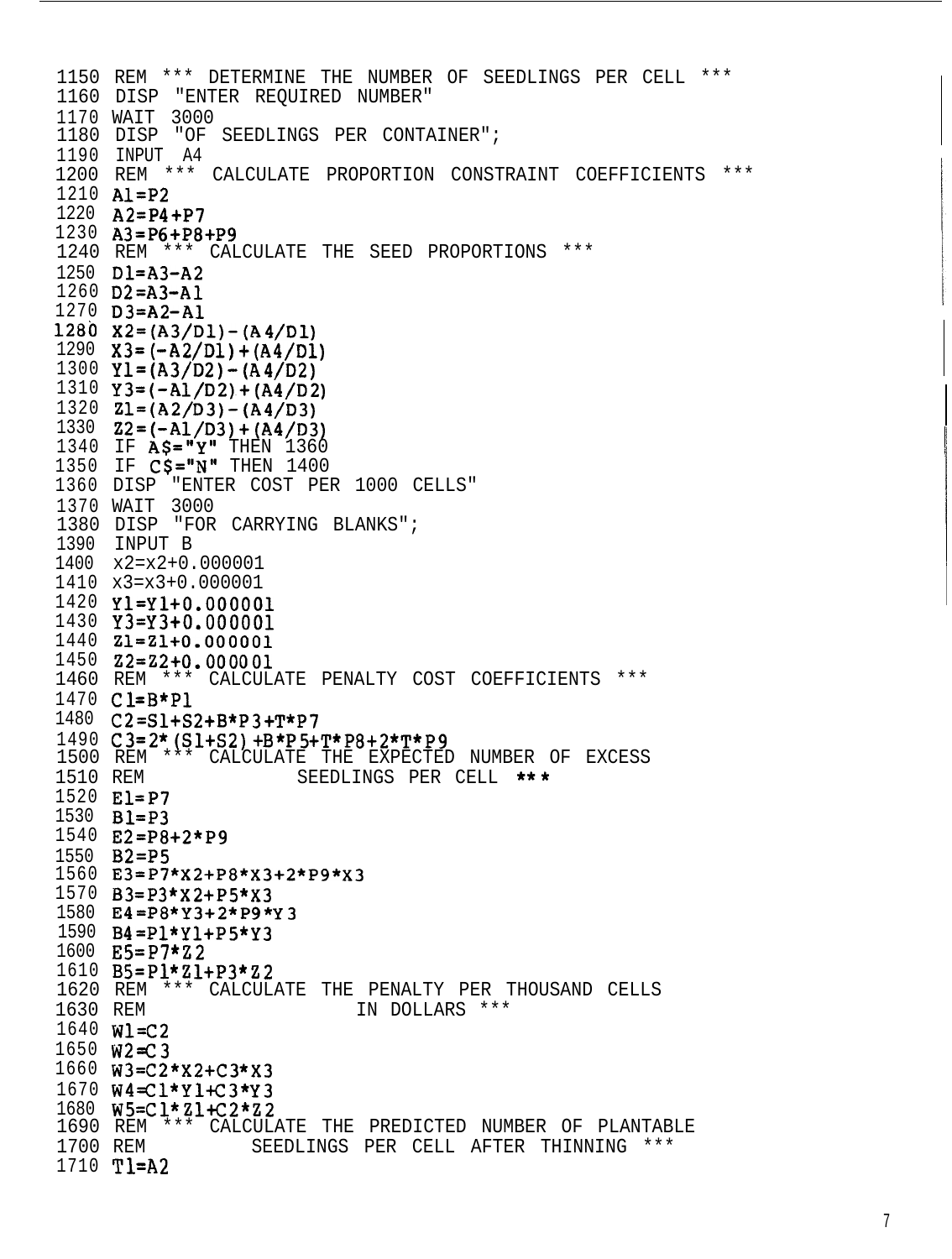```
1150 REM *** DETERMINE THE NUMBER OF SEEDLINGS PER CELL ***
1160 DISP "ENTER REQUIRED NUMBER"
1170 WAIT 3000
1180 DISP "OF SEEDLINGS PER CONTAINER";
1190 INPUT A4
1200 REM *** CALCULATE PROPORTION CONSTRAINT COEFFICIENTS ***
1210 A1=P2
1220 A2=P4+P7
1230 A3=P6+P8+P9
1240 REM *** CALCULATE THE SEED PROPORTIONS ***
1250 D1=A3-A2
1260 D2=A3-A1
1270 D3=A2-A1
1280 X2=(A3/D1)-(A4/D1)
1290 X3=(-A2/D1)+(A4/D1)
1300 Y1=(A3/D2)-(A4/D2)
1310 Y3=(-A1/D2)+(A4/D2)
1320 Z1=(A2/D3)-(A4/D3)
1330 Z2=(-A1/D3)+(A4/D3)
1340 IF A$="Y" THEN 1360
1350 IF C$="N" THEN 1400
1360 DISP "ENTER COST PER 1000 CELLS"
1370 WAIT 3000
1380 DISP "FOR CARRYING BLANKS";
1390 INPUT B
1400 x2=x2+0.000001
1410 x3=x3+0.000001
1420 Y1=Y1+0.000001
1430 Y3=Y3+0.000001
1440 Z1=Z1+0.000001
1450 Z2=Z2+0.000001
1460 REM *** CALCULATE PENALTY COST COEFFICIENTS ***
1470 C1=B*P1
1480 C2=S1+S2+B*P3+T*P7
1490 C3=2*(S1+S2)+B*P5+T*P8+2*T*P9
1500 REM *** CALCULATE THE EXPECTED NUMBER OF EXCESS
1510 REM              SEEDLINGS PER CELL ***
1520 E1=P7
1530 B1=P3
1540 E2=P8+2*P9
1550 B2=P5
1560 E3=P7*X2+P8*X3+2*P9*X3
1570 B3=P3*X2+P5*X3
1580 E4=P8*Y3+2*P9*Y3
1590 B4=P1*Y1+P5*Y3
1600 E5=P7*Z2
1610 B5=P1*Z1+P3*Z2
1620 REM *** CALCULATE THE PENALTY PER THOUSAND CELLS
1630 REM                   IN DOLLARS ***
1640 W1=C2
1650 W2=C3
1660 W3=C2*X2+C3*X3
1670 W4=C1*Y1+C3*Y3
1680 W5=C1*Z1+C2*Z2
1690 REM *** CALCULATE THE PREDICTED NUMBER OF PLANTABLE
1700 REM         SEEDLINGS PER CELL AFTER THINNING ***
1710 T1=A2
```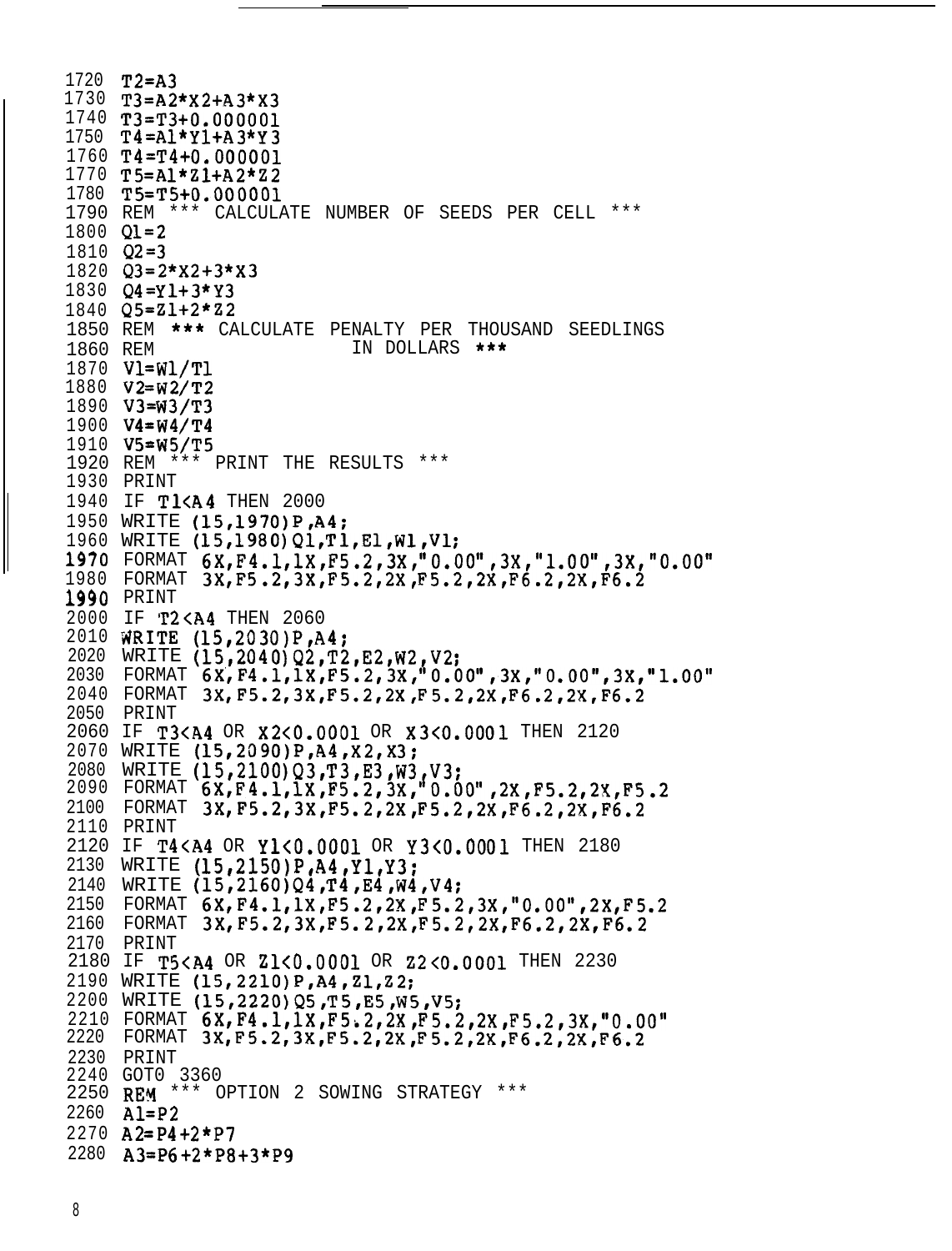```
1720 T2=A3
1730 T3=A2*X2+A3*X3
1740 T3=T3+0.000001
1750 T4=A1*Y1+A3*Y3
1760 T4=T4+0.000001
1770 T5=A1*Z1+A2*Z2
1780 T5=T5+0.000001
1790 REM *** CALCULATE NUMBER OF SEEDS PER CELL ***
1800 Q1=2
1810 Q2=3
1820 Q3=2*X2+3*X3
1830 Q4=Y1+3*Y3
1840 Q5=Z1+2*Z2
1850 REM *** CALCULATE PENALTY PER THOUSAND SEEDLINGS
1860 REM                   IN DOLLARS ***
1870 V1=W1/T1
1880 V2=W2/T2
1890 V3=W3/T3
1900 V4=W4/T4
1910 V5=W5/T5
1920 REM *** PRINT THE RESULTS ***
1930 PRINT
1940 IF T1<A4 THEN 2000
1950 WRITE (15,1970)P,A4;
1960 WRITE (15,1980)Q1,T1,E1,W1,V1;
1970 FORMAT 6X,F4.1,1X,F5.2,3X,"0.00",3X,"1.00",3X,"0.00"
1980 FORMAT 3X,F5.2,3X,F5.2,2X,F5.2,2X,F6.2,2X,F6.2
1990 PRINT
2000 IF T2<A4 THEN 2060
2010 WRITE (15,2030)P,A4;
2020 WRITE (15,2040)Q2,T2,E2,W2,V2;
2030 FORMAT 6X,F4.1,1X,F5.2,3X,"0.00",3X,"0.00",3X,"1.00"
2040 FORMAT 3X,F5.2,3X,F5.2,2X,F5.2,2X,F6.2,2X,F6.2
2050 PRINT
2060 IF T3<A4 OR X2<0.0001 OR X3<0.0001 THEN 2120
2070 WRITE (15,2090)P,A4,X2,X3;
2080 WRITE (15,2100)Q3,T3,E3,W3,V3;
2090 FORMAT 6X,F4.1,1X,F5.2,3X,"0.00",2X,F5.2,2X,F5.2
2100 FORMAT 3X,F5.2,3X,F5.2,2X,F5.2,2X,F6.2,2X,F6.2
2110 PRINT
2120 IF T4<A4 OR Y1<0.0001 OR Y3<0.0001 THEN 2180
2130 WRITE (15,2150)P,A4,Y1,Y3;
2140 WRITE (15,2160)Q4,T4,E4,W4,V4;
2150 FORMAT 6X,F4.1,1X,F5.2,2X,F5.2,3X,"0.00",2X,F5.2
2160 FORMAT 3X,F5.2,3X,F5.2,2X,F5.2,2X,F6.2,2X,F6.2
2170 PRINT
2180 IF T5<A4 OR Z1<0.0001 OR Z2<0.0001 THEN 2230
2190 WRITE (15,2210)P,A4,Z1,Z2;
2200 WRITE (15,2220)Q5,T5,E5,W5,V5;
2210 FORMAT 6X,F4.1,1X,F5.2,2X,F5.2,2X,F5.2,3X,"0.00"
2220 FORMAT 3X,F5.2,3X,F5.2,2X,F5.2,2X,F6.2,2X,F6.2
2230 PRINT
2240 GOTO 3360
2250 REM *** OPTION 2 SOWING STRATEGY ***
2260 A1=P2
2270 A2=P4+2*P7
2280 A3=P6+2*P8+3*P9
```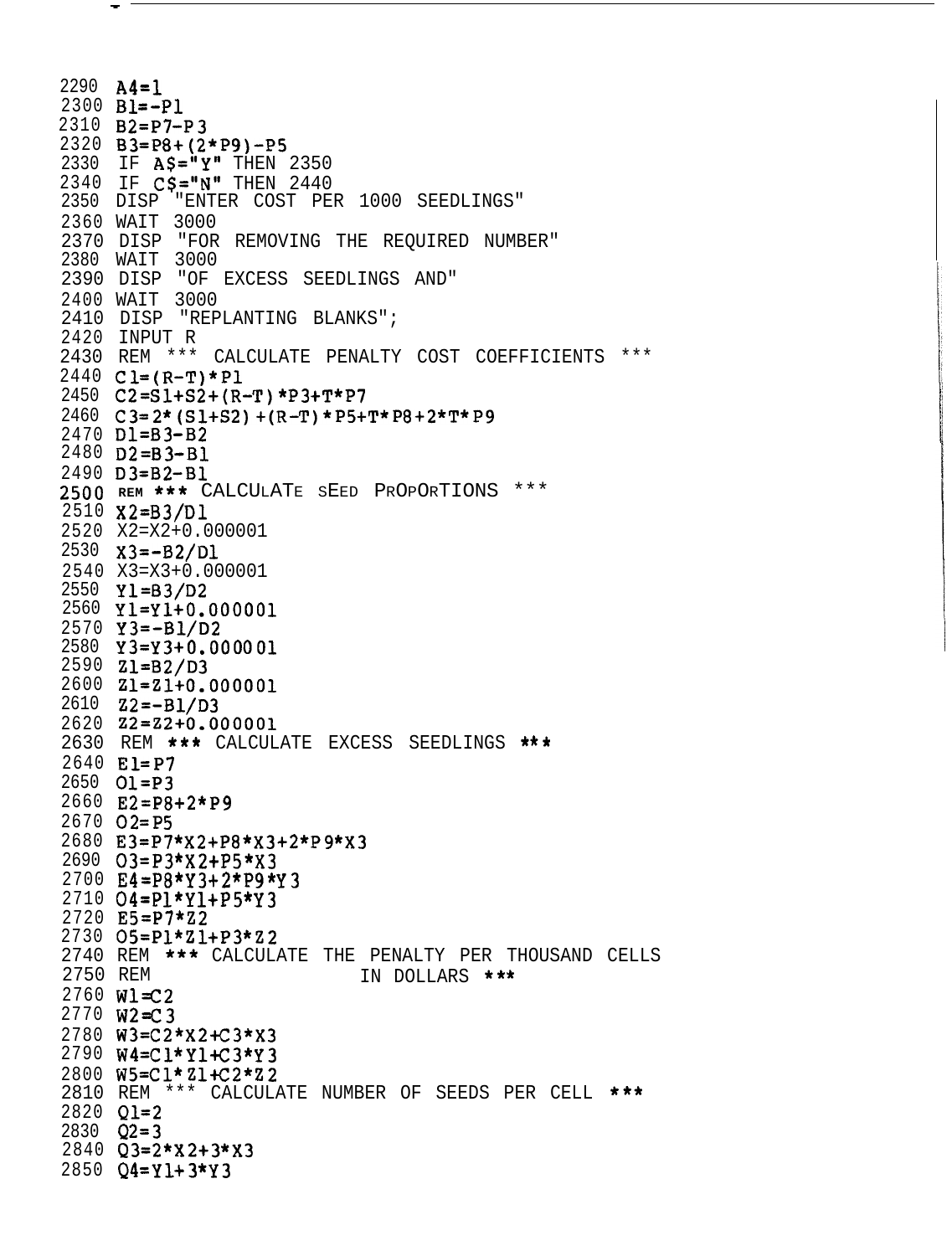```
2290 A4=1
2300 B1=-P1
2310 B2=P7-P3
2320 B3=P8+(2*P9)-P5
2330 IF A$="Y" THEN 2350
2340 IF C$="N" THEN 2440
2350 DISP "ENTER COST PER 1000 SEEDLINGS"
2360 WAIT 3000
2370 DISP "FOR REMOVING THE REQUIRED NUMBER"
2380 WAIT 3000
2390 DISP "OF EXCESS SEEDLINGS AND"
2400 WAIT 3000
2410 DISP "REPLANTING BLANKS";
2420 INPUT R
2430 REM *** CALCULATE PENALTY COST COEFFICIENTS ***
2440 C1=(R-T)*P1
2450 C2=S1+S2+(R-T)*P3+T*P7
2460 C3=2*(S1+S2)+(R-T)*P5+T*P8+2*T*P9
2470 D1=B3-B2
2480 D2=B3-B1
2490 D3=B2-B1
2500 REM *** CALCULATE SEED PROPORTIONS ***
2510 X2=B3/D1
2520 X2=X2+0.000001
2530 X3=-B2/D1
2540 X3=X3+0.000001
2550 Y1=B3/D2
2560 Y1=Y1+0.000001
2570 Y3=-B1/D2
2580 Y3=Y3+0.000001
2590 Z1=B2/D3
2600 Z1=Z1+0.000001
2610 Z2=-B1/D3
2620 Z2=Z2+0.000001
2630 REM *** CALCULATE EXCESS SEEDLINGS ***
2640 E1=P7
2650 O1=P3
2660 E2=P8+2*P9
2670 O2=P5
2680 E3=P7*X2+P8*X3+2*P9*X3
2690 O3=P3*X2+P5*X3
2700 E4=P8*Y3+2*P9*Y3
2710 O4=P1*Y1+P5*Y3
2720 E5=P7*Z2
2730 O5=P1*Z1+P3*Z2
2740 REM *** CALCULATE THE PENALTY PER THOUSAND CELLS
2750 REM                    IN DOLLARS ***
2760 W1=C2
2770 W2=C3
2780 W3=C2*X2+C3*X3
2790 W4=C1*Y1+C3*Y3
2800 W5=C1*Z1+C2*Z2
2810 REM *** CALCULATE NUMBER OF SEEDS PER CELL ***
2820 Q1=2
2830 Q2=3
2840 Q3=2*X2+3*X3
2850 Q4=Y1+3*Y3
```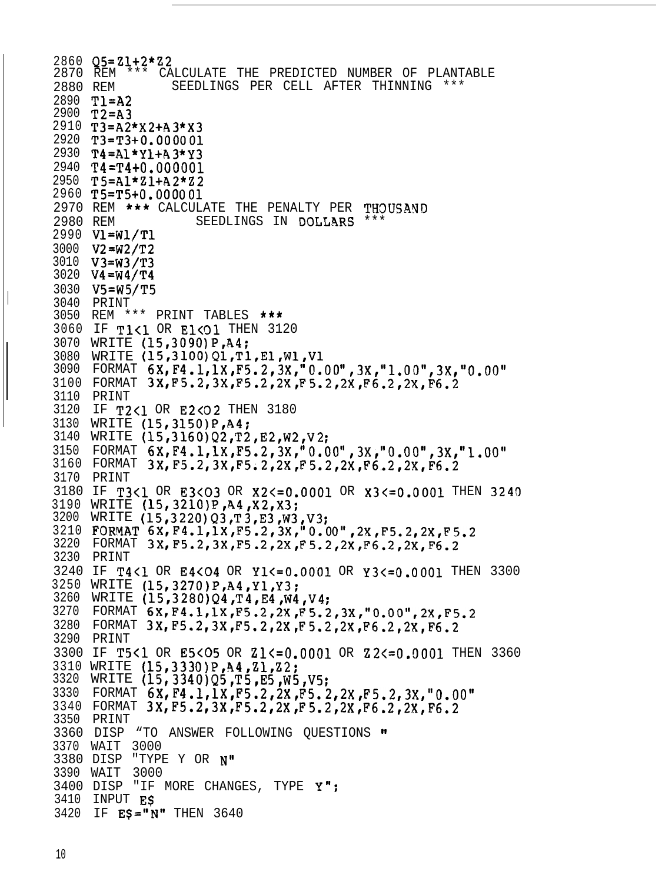```
2860 Q5=Z1+2*Z2
2870 REM *** CALCULATE THE PREDICTED NUMBER OF PLANTABLE
2880 REM       SEEDLINGS PER CELL AFTER THINNING ***
2890 T1=A2
2900 T2=A3
2910 T3=A2*X2+A3*X3
2920 T3=T3+0.000001
2930 T4=A1*Y1+A3*Y3
2940 T4=T4+0.000001
2950 T5=A1*Z1+A2*Z2
2960 T5=T5+0.000001
2970 REM *** CALCULATE THE PENALTY PER THOUSAND
2980 REM          SEEDLINGS IN DOLLARS ***
2990 V1=W1/T1
3000 V2=W2/T2
3010 V3=W3/T3
3020 V4=W4/T4
3030 V5=W5/T5
3040 PRINT
3050 REM *** PRINT TABLES ***
3060 IF T1<1 OR E1<O1 THEN 3120
3070 WRITE (15,3090)P,A4;
3080 WRITE (15,3100)Q1,T1,E1,W1,V1
3090 FORMAT 6X,F4.1,1X,F5.2,3X,"0.00",3X,"1.00",3X,"0.00"
3100 FORMAT 3X,F5.2,3X,F5.2,2X,F5.2,2X,F6.2,2X,F6.2
3110 PRINT
3120 IF T2<1 OR E2<O2 THEN 3180
3130 WRITE (15,3150)P,A4;
3140 WRITE (15,3160)Q2,T2,E2,W2,V2;
3150 FORMAT 6X,F4.1,1X,F5.2,3X,"0.00",3X,"0.00",3X,"1.00"
3160 FORMAT 3X,F5.2,3X,F5.2,2X,F5.2,2X,F6.2,2X,F6.2
3170 PRINT
3180 IF T3<1 OR E3<O3 OR X2<=0.0001 OR X3<=0.0001 THEN 3240
3190 WRITE (15,3210)P,A4,X2,X3;
3200 WRITE (15,3220)Q3,T3,E3,W3,V3;
3210 FORMAT 6X,F4.1,1X,F5.2,3X,"0.00",2X,F5.2,2X,F5.2
3220 FORMAT 3X,F5.2,3X,F5.2,2X,F5.2,2X,F6.2,2X,F6.2
3230 PRINT
3240 IF T4<1 OR E4<O4 OR Y1<=0.0001 OR Y3<=0.0001 THEN 3300
3250 WRITE (15,3270)P,A4,Y1,Y3;
3260 WRITE (15,3280)Q4,T4,E4,W4,V4;
3270 FORMAT 6X,F4.1,1X,F5.2,2X,F5.2,3X,"0.00",2X,F5.2
3280 FORMAT 3X,F5.2,3X,F5.2,2X,F5.2,2X,F6.2,2X,F6.2
3290 PRINT
3300 IF T5<1 OR E5<O5 OR Z1<=0.0001 OR Z2<=0.0001 THEN 3360
3310 WRITE (15,3330)P,A4,Z1,Z2;
3320 WRITE (15,3340)Q5,T5,E5,W5,V5;
3330 FORMAT 6X,F4.1,1X,F5.2,2X,F5.2,2X,F5.2,3X,"0.00"
3340 FORMAT 3X,F5.2,3X,F5.2,2X,F5.2,2X,F6.2,2X,F6.2
3350 PRINT
3360 DISP "TO ANSWER FOLLOWING QUESTIONS "
3370 WAIT 3000
3380 DISP "TYPE Y OR N"
3390 WAIT 3000
3400 DISP "IF MORE CHANGES, TYPE Y";
3410 INPUT E$
3420 IF E$="N" THEN 3640
```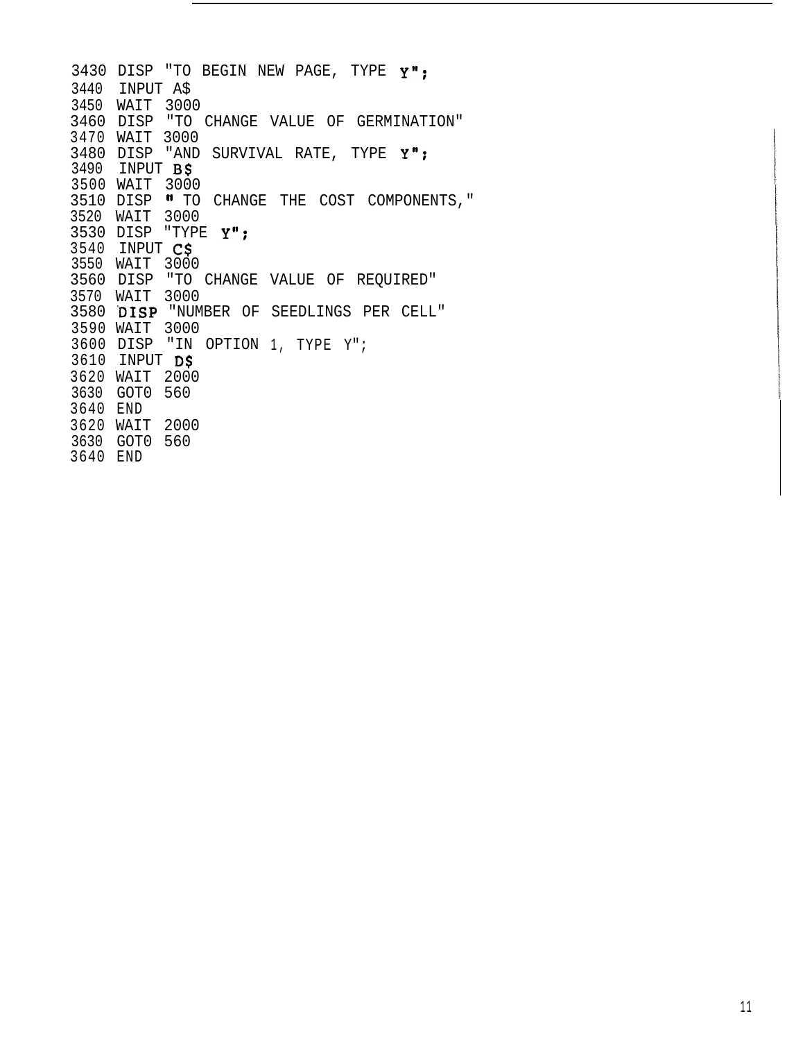```
3430 DISP "TO BEGIN NEW PAGE, TYPE Y";
3440 INPUT A$
3450 WAIT 3000
3460 DISP "TO CHANGE VALUE OF GERMINATION"
3470 WAIT 3000
3480 DISP "AND SURVIVAL RATE, TYPE Y";
3490 INPUT B$
3500 WAIT 3000
3510 DISP " TO CHANGE THE COST COMPONENTS,"
3520 WAIT 3000
3530 DISP "TYPE Y";
3540 INPUT C$
3550 WAIT 3000
3560 DISP "TO CHANGE VALUE OF REQUIRED"
3570 WAIT 3000
3580 DISP "NUMBER OF SEEDLINGS PER CELL"
3590 WAIT 3000
3600 DISP "IN OPTION 1, TYPE Y";
3610 INPUT D$
3620 WAIT 2000
3630 GOT0 560
3640 END
3620 WAIT 2000
3630 GOT0 560
3640 END
```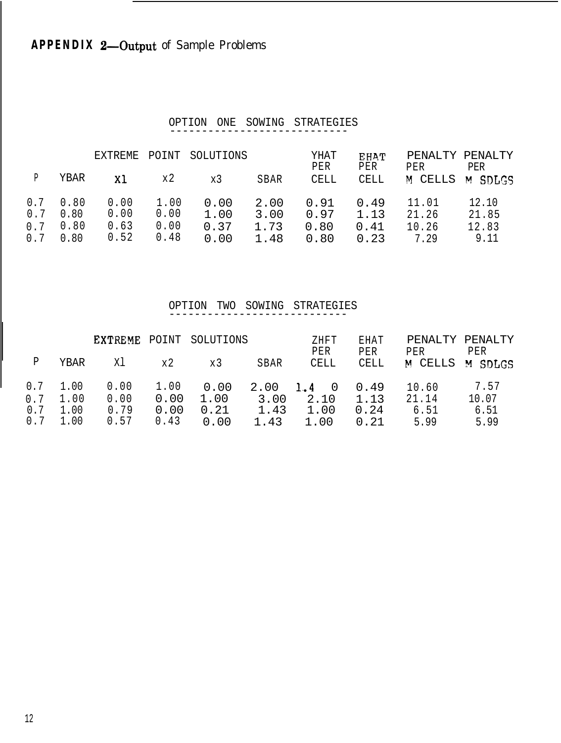# APPENDIX 2—Output of Sample Problems

## OPTION ONE SOWING STRATEGIES

| P | YBAR | EXTREME POINT SOLUTIONS X1 | X2 | X3 | SBAR | YHAT PER CELL | EHAT PER CELL | PENALTY PER M CELLS | PENALTY PER M SDLGS |
|---|---|---|---|---|---|---|---|---|---|
| 0.7 | 0.80 | 0.00 | 1.00 | 0.00 | 2.00 | 0.91 | 0.49 | 11.01 | 12.10 |
| 0.7 | 0.80 | 0.00 | 0.00 | 1.00 | 3.00 | 0.97 | 1.13 | 21.26 | 21.85 |
| 0.7 | 0.80 | 0.63 | 0.00 | 0.37 | 1.73 | 0.80 | 0.41 | 10.26 | 12.83 |
| 0.7 | 0.80 | 0.52 | 0.48 | 0.00 | 1.48 | 0.80 | 0.23 | 7.29 | 9.11 |

## OPTION TWO SOWING STRATEGIES

| P | YBAR | EXTREME POINT SOLUTIONS X1 | X2 | X3 | SBAR | ZHFT PER CELL | EHAT PER CELL | PENALTY PER M CELLS | PENALTY PER M SDLGS |
|---|---|---|---|---|---|---|---|---|---|
| 0.7 | 1.00 | 0.00 | 1.00 | 0.00 | 2.00 | 1.40 | 0.49 | 10.60 | 7.57 |
| 0.7 | 1.00 | 0.00 | 0.00 | 1.00 | 3.00 | 2.10 | 1.13 | 21.14 | 10.07 |
| 0.7 | 1.00 | 0.79 | 0.00 | 0.21 | 1.43 | 1.00 | 0.24 | 6.51 | 6.51 |
| 0.7 | 1.00 | 0.57 | 0.43 | 0.00 | 1.43 | 1.00 | 0.21 | 5.99 | 5.99 |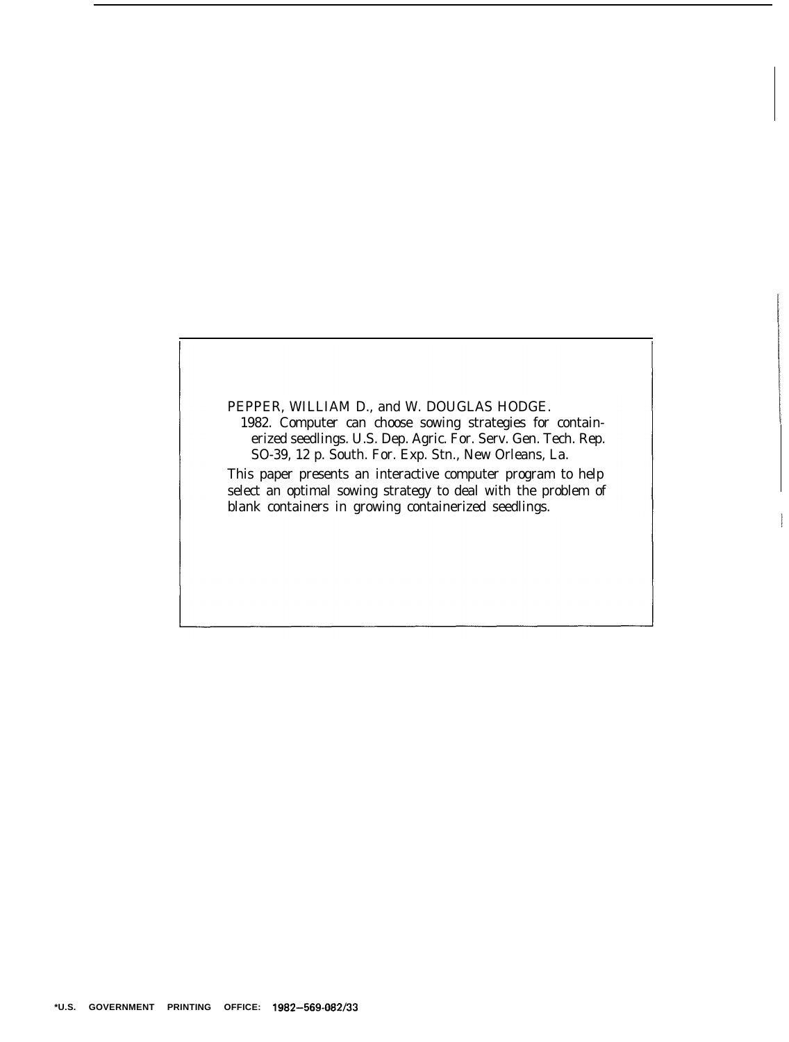PEPPER, WILLIAM D., and W. DOUGLAS HODGE.

1982. Computer can choose sowing strategies for containerized seedlings. U.S. Dep. Agric. For. Serv. Gen. Tech. Rep. SO-39, 12 p. South. For. Exp. Stn., New Orleans, La.

This paper presents an interactive computer program to help select an optimal sowing strategy to deal with the problem of blank containers in growing containerized seedlings.

*U.S. GOVERNMENT PRINTING OFFICE: 1982-569-082/33